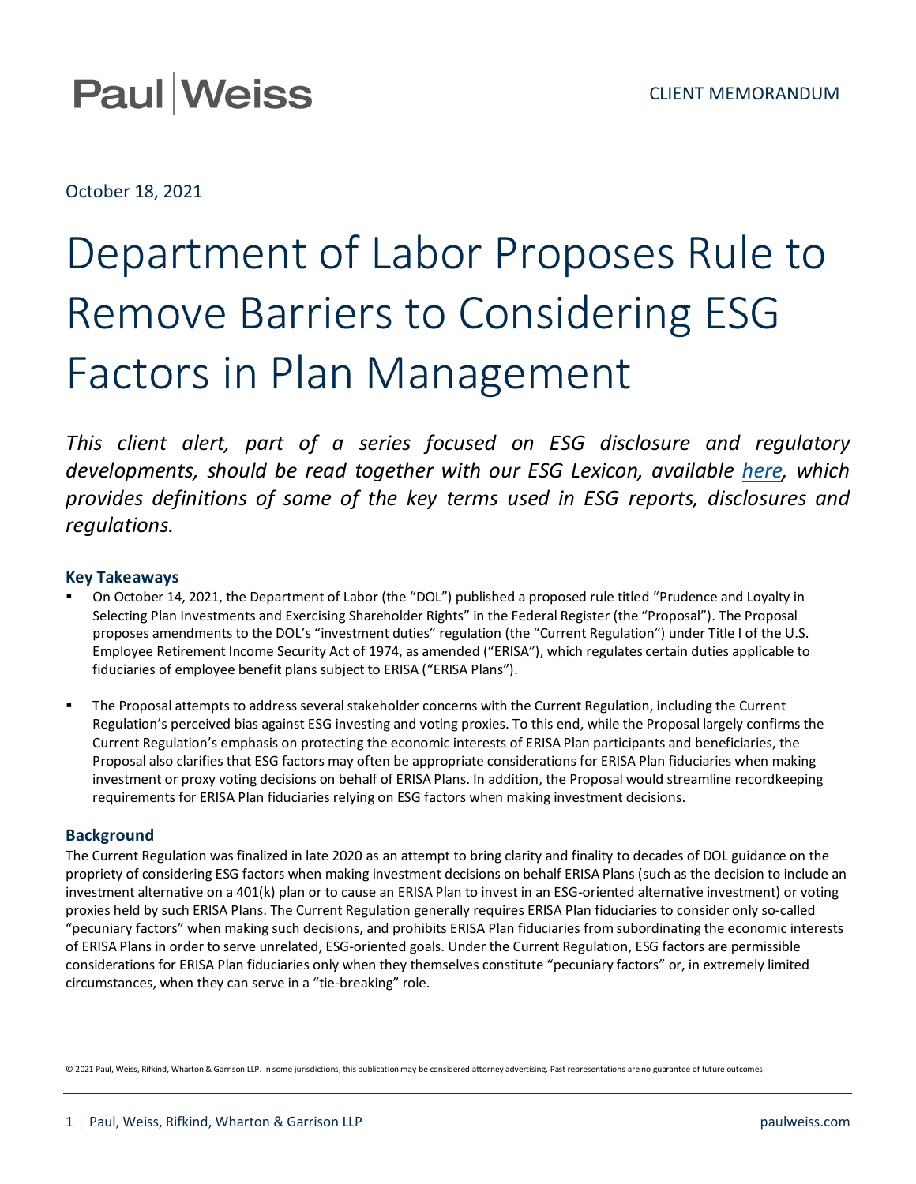Paul | Weiss

CLIENT MEMORANDUM

October 18, 2021

# Department of Labor Proposes Rule to Remove Barriers to Considering ESG Factors in Plan Management

*This client alert, part of a series focused on ESG disclosure and regulatory developments, should be read together with our ESG Lexicon, available [here](), which provides definitions of some of the key terms used in ESG reports, disclosures and regulations.*

## Key Takeaways

- On October 14, 2021, the Department of Labor (the "DOL") published a proposed rule titled "Prudence and Loyalty in Selecting Plan Investments and Exercising Shareholder Rights" in the Federal Register (the "Proposal"). The Proposal proposes amendments to the DOL's "investment duties" regulation (the "Current Regulation") under Title I of the U.S. Employee Retirement Income Security Act of 1974, as amended ("ERISA"), which regulates certain duties applicable to fiduciaries of employee benefit plans subject to ERISA ("ERISA Plans").

- The Proposal attempts to address several stakeholder concerns with the Current Regulation, including the Current Regulation's perceived bias against ESG investing and voting proxies. To this end, while the Proposal largely confirms the Current Regulation's emphasis on protecting the economic interests of ERISA Plan participants and beneficiaries, the Proposal also clarifies that ESG factors may often be appropriate considerations for ERISA Plan fiduciaries when making investment or proxy voting decisions on behalf of ERISA Plans. In addition, the Proposal would streamline recordkeeping requirements for ERISA Plan fiduciaries relying on ESG factors when making investment decisions.

## Background

The Current Regulation was finalized in late 2020 as an attempt to bring clarity and finality to decades of DOL guidance on the propriety of considering ESG factors when making investment decisions on behalf ERISA Plans (such as the decision to include an investment alternative on a 401(k) plan or to cause an ERISA Plan to invest in an ESG-oriented alternative investment) or voting proxies held by such ERISA Plans. The Current Regulation generally requires ERISA Plan fiduciaries to consider only so-called "pecuniary factors" when making such decisions, and prohibits ERISA Plan fiduciaries from subordinating the economic interests of ERISA Plans in order to serve unrelated, ESG-oriented goals. Under the Current Regulation, ESG factors are permissible considerations for ERISA Plan fiduciaries only when they themselves constitute "pecuniary factors" or, in extremely limited circumstances, when they can serve in a "tie-breaking" role.

© 2021 Paul, Weiss, Rifkind, Wharton & Garrison LLP. In some jurisdictions, this publication may be considered attorney advertising. Past representations are no guarantee of future outcomes.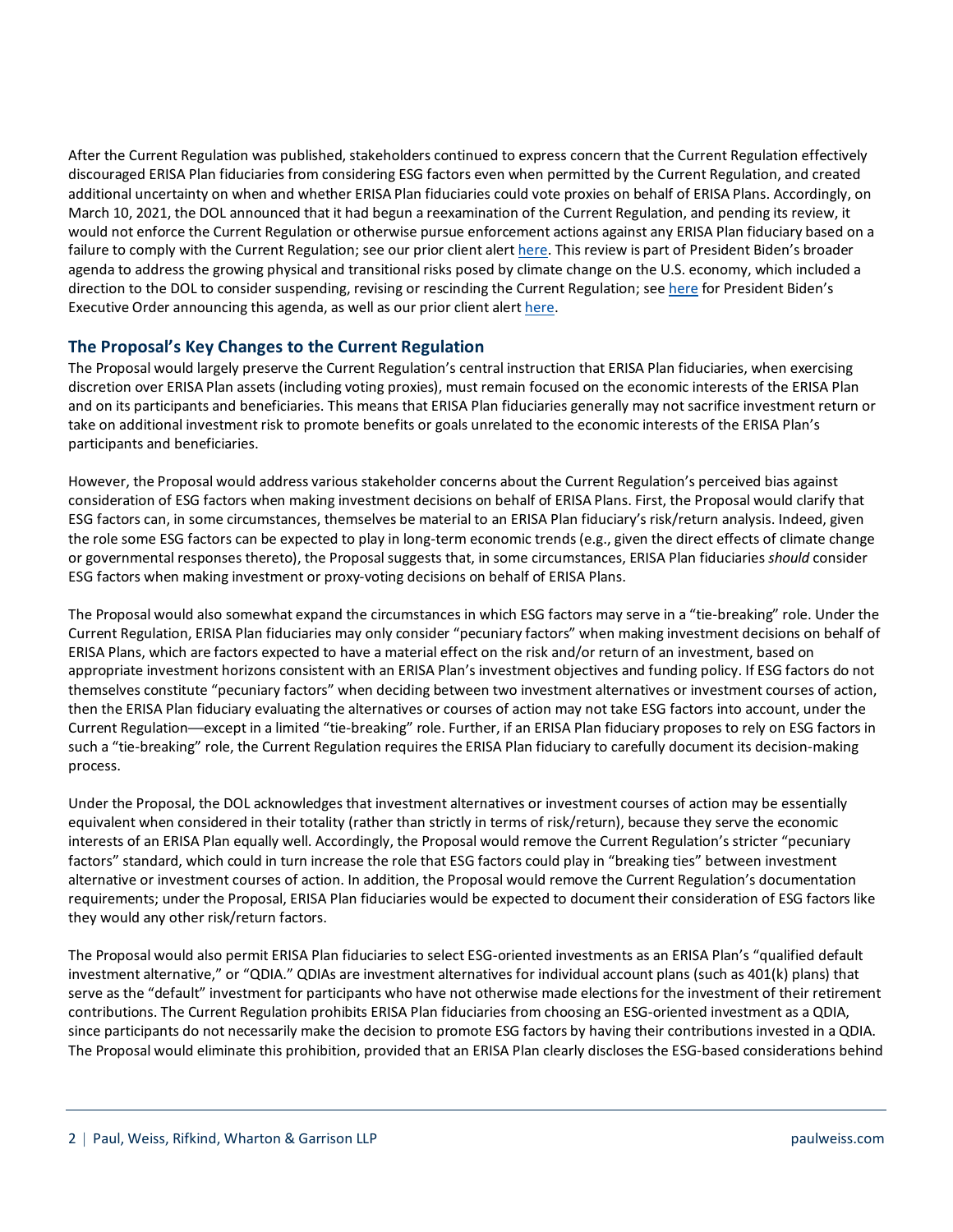After the Current Regulation was published, stakeholders continued to express concern that the Current Regulation effectively discouraged ERISA Plan fiduciaries from considering ESG factors even when permitted by the Current Regulation, and created additional uncertainty on when and whether ERISA Plan fiduciaries could vote proxies on behalf of ERISA Plans. Accordingly, on March 10, 2021, the DOL announced that it had begun a reexamination of the Current Regulation, and pending its review, it would not enforce the Current Regulation or otherwise pursue enforcement actions against any ERISA Plan fiduciary based on a failure to comply with the Current Regulation; see our prior client alert here. This review is part of President Biden's broader agenda to address the growing physical and transitional risks posed by climate change on the U.S. economy, which included a direction to the DOL to consider suspending, revising or rescinding the Current Regulation; see here for President Biden's Executive Order announcing this agenda, as well as our prior client alert here.

## The Proposal's Key Changes to the Current Regulation

The Proposal would largely preserve the Current Regulation's central instruction that ERISA Plan fiduciaries, when exercising discretion over ERISA Plan assets (including voting proxies), must remain focused on the economic interests of the ERISA Plan and on its participants and beneficiaries. This means that ERISA Plan fiduciaries generally may not sacrifice investment return or take on additional investment risk to promote benefits or goals unrelated to the economic interests of the ERISA Plan's participants and beneficiaries.

However, the Proposal would address various stakeholder concerns about the Current Regulation's perceived bias against consideration of ESG factors when making investment decisions on behalf of ERISA Plans. First, the Proposal would clarify that ESG factors can, in some circumstances, themselves be material to an ERISA Plan fiduciary's risk/return analysis. Indeed, given the role some ESG factors can be expected to play in long-term economic trends (e.g., given the direct effects of climate change or governmental responses thereto), the Proposal suggests that, in some circumstances, ERISA Plan fiduciaries *should* consider ESG factors when making investment or proxy-voting decisions on behalf of ERISA Plans.

The Proposal would also somewhat expand the circumstances in which ESG factors may serve in a "tie-breaking" role. Under the Current Regulation, ERISA Plan fiduciaries may only consider "pecuniary factors" when making investment decisions on behalf of ERISA Plans, which are factors expected to have a material effect on the risk and/or return of an investment, based on appropriate investment horizons consistent with an ERISA Plan's investment objectives and funding policy. If ESG factors do not themselves constitute "pecuniary factors" when deciding between two investment alternatives or investment courses of action, then the ERISA Plan fiduciary evaluating the alternatives or courses of action may not take ESG factors into account, under the Current Regulation—except in a limited "tie-breaking" role. Further, if an ERISA Plan fiduciary proposes to rely on ESG factors in such a "tie-breaking" role, the Current Regulation requires the ERISA Plan fiduciary to carefully document its decision-making process.

Under the Proposal, the DOL acknowledges that investment alternatives or investment courses of action may be essentially equivalent when considered in their totality (rather than strictly in terms of risk/return), because they serve the economic interests of an ERISA Plan equally well. Accordingly, the Proposal would remove the Current Regulation's stricter "pecuniary factors" standard, which could in turn increase the role that ESG factors could play in "breaking ties" between investment alternative or investment courses of action. In addition, the Proposal would remove the Current Regulation's documentation requirements; under the Proposal, ERISA Plan fiduciaries would be expected to document their consideration of ESG factors like they would any other risk/return factors.

The Proposal would also permit ERISA Plan fiduciaries to select ESG-oriented investments as an ERISA Plan's "qualified default investment alternative," or "QDIA." QDIAs are investment alternatives for individual account plans (such as 401(k) plans) that serve as the "default" investment for participants who have not otherwise made elections for the investment of their retirement contributions. The Current Regulation prohibits ERISA Plan fiduciaries from choosing an ESG-oriented investment as a QDIA, since participants do not necessarily make the decision to promote ESG factors by having their contributions invested in a QDIA. The Proposal would eliminate this prohibition, provided that an ERISA Plan clearly discloses the ESG-based considerations behind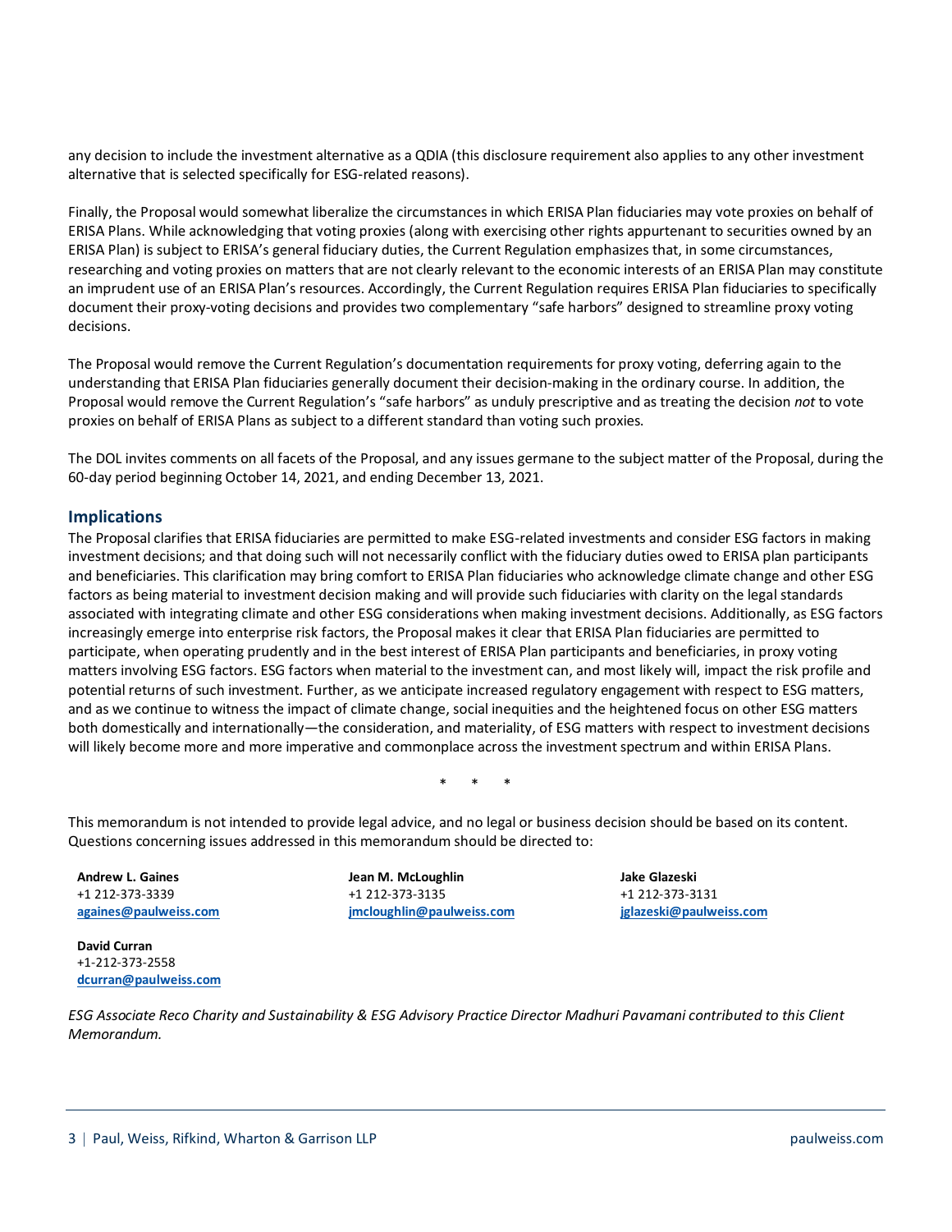any decision to include the investment alternative as a QDIA (this disclosure requirement also applies to any other investment alternative that is selected specifically for ESG-related reasons).

Finally, the Proposal would somewhat liberalize the circumstances in which ERISA Plan fiduciaries may vote proxies on behalf of ERISA Plans. While acknowledging that voting proxies (along with exercising other rights appurtenant to securities owned by an ERISA Plan) is subject to ERISA's general fiduciary duties, the Current Regulation emphasizes that, in some circumstances, researching and voting proxies on matters that are not clearly relevant to the economic interests of an ERISA Plan may constitute an imprudent use of an ERISA Plan's resources. Accordingly, the Current Regulation requires ERISA Plan fiduciaries to specifically document their proxy-voting decisions and provides two complementary "safe harbors" designed to streamline proxy voting decisions.

The Proposal would remove the Current Regulation's documentation requirements for proxy voting, deferring again to the understanding that ERISA Plan fiduciaries generally document their decision-making in the ordinary course. In addition, the Proposal would remove the Current Regulation's "safe harbors" as unduly prescriptive and as treating the decision *not* to vote proxies on behalf of ERISA Plans as subject to a different standard than voting such proxies.

The DOL invites comments on all facets of the Proposal, and any issues germane to the subject matter of the Proposal, during the 60-day period beginning October 14, 2021, and ending December 13, 2021.

## Implications

The Proposal clarifies that ERISA fiduciaries are permitted to make ESG-related investments and consider ESG factors in making investment decisions; and that doing such will not necessarily conflict with the fiduciary duties owed to ERISA plan participants and beneficiaries. This clarification may bring comfort to ERISA Plan fiduciaries who acknowledge climate change and other ESG factors as being material to investment decision making and will provide such fiduciaries with clarity on the legal standards associated with integrating climate and other ESG considerations when making investment decisions. Additionally, as ESG factors increasingly emerge into enterprise risk factors, the Proposal makes it clear that ERISA Plan fiduciaries are permitted to participate, when operating prudently and in the best interest of ERISA Plan participants and beneficiaries, in proxy voting matters involving ESG factors. ESG factors when material to the investment can, and most likely will, impact the risk profile and potential returns of such investment. Further, as we anticipate increased regulatory engagement with respect to ESG matters, and as we continue to witness the impact of climate change, social inequities and the heightened focus on other ESG matters both domestically and internationally—the consideration, and materiality, of ESG matters with respect to investment decisions will likely become more and more imperative and commonplace across the investment spectrum and within ERISA Plans.

\* \* \*

This memorandum is not intended to provide legal advice, and no legal or business decision should be based on its content. Questions concerning issues addressed in this memorandum should be directed to:

**Andrew L. Gaines**
+1 212-373-3339
[againes@paulweiss.com](mailto:againes@paulweiss.com)

**Jean M. McLoughlin**
+1 212-373-3135
[jmcloughlin@paulweiss.com](mailto:jmcloughlin@paulweiss.com)

**Jake Glazeski**
+1 212-373-3131
[jglazeski@paulweiss.com](mailto:jglazeski@paulweiss.com)

**David Curran**
+1-212-373-2558
[dcurran@paulweiss.com](mailto:dcurran@paulweiss.com)

*ESG Associate Reco Charity and Sustainability & ESG Advisory Practice Director Madhuri Pavamani contributed to this Client Memorandum.*